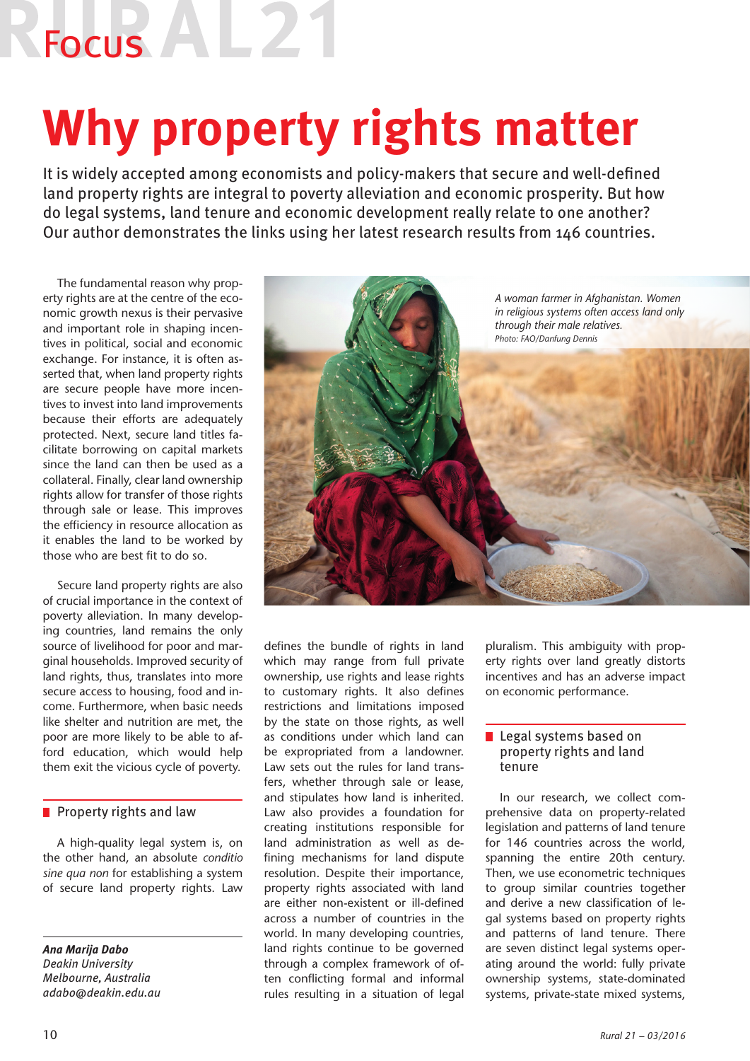Focus

# Why property rights matter

It is widely accepted among economists and policy-makers that secure and well-defined land property rights are integral to poverty alleviation and economic prosperity. But how do legal systems, land tenure and economic development really relate to one another? Our author demonstrates the links using her latest research results from 146 countries.

The fundamental reason why property rights are at the centre of the economic growth nexus is their pervasive and important role in shaping incentives in political, social and economic exchange. For instance, it is often asserted that, when land property rights are secure people have more incentives to invest into land improvements because their efforts are adequately protected. Next, secure land titles facilitate borrowing on capital markets since the land can then be used as a collateral. Finally, clear land ownership rights allow for transfer of those rights through sale or lease. This improves the efficiency in resource allocation as it enables the land to be worked by those who are best fit to do so.

Secure land property rights are also of crucial importance in the context of poverty alleviation. In many developing countries, land remains the only source of livelihood for poor and marginal households. Improved security of land rights, thus, translates into more secure access to housing, food and income. Furthermore, when basic needs like shelter and nutrition are met, the poor are more likely to be able to afford education, which would help them exit the vicious cycle of poverty.

## Property rights and law

A high-quality legal system is, on the other hand, an absolute *conditio sine qua non* for establishing a system of secure land property rights. Law defines the bundle of rights in land which may range from full private ownership, use rights and lease rights to customary rights. It also defines restrictions and limitations imposed by the state on those rights, as well as conditions under which land can be expropriated from a landowner. Law sets out the rules for land transfers, whether through sale or lease, and stipulates how land is inherited. Law also provides a foundation for creating institutions responsible for land administration as well as defining mechanisms for land dispute resolution. Despite their importance, property rights associated with land are either non-existent or ill-defined across a number of countries in the world. In many developing countries, land rights continue to be governed through a complex framework of often conflicting formal and informal rules resulting in a situation of legal pluralism. This ambiguity with property rights over land greatly distorts incentives and has an adverse impact on economic performance.

*A woman farmer in Afghanistan. Women in religious systems often access land only through their male relatives.*
*Photo: FAO/Danfung Dennis*

## Legal systems based on property rights and land tenure

In our research, we collect comprehensive data on property-related legislation and patterns of land tenure for 146 countries across the world, spanning the entire 20th century. Then, we use econometric techniques to group similar countries together and derive a new classification of legal systems based on property rights and patterns of land tenure. There are seven distinct legal systems operating around the world: fully private ownership systems, state-dominated systems, private-state mixed systems,

***Ana Marija Dabo***
*Deakin University*
*Melbourne, Australia*
*adabo@deakin.edu.au*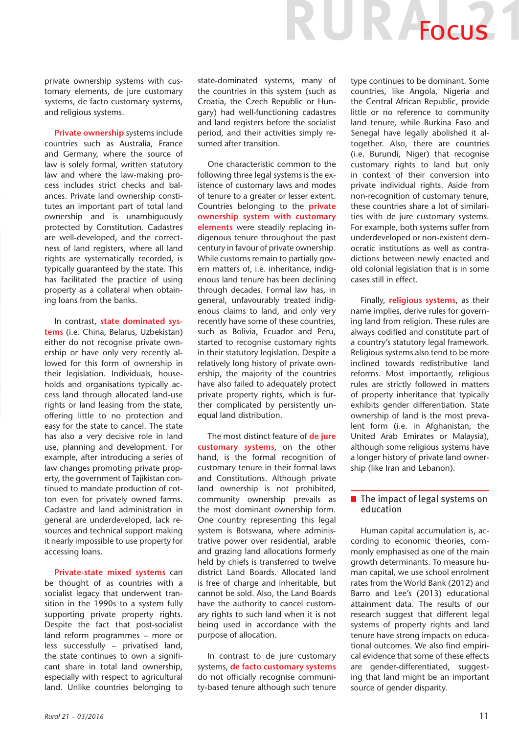private ownership systems with customary elements, de jure customary systems, de facto customary systems, and religious systems.

**Private ownership** systems include countries such as Australia, France and Germany, where the source of law is solely formal, written statutory law and where the law-making process includes strict checks and balances. Private land ownership constitutes an important part of total land ownership and is unambiguously protected by Constitution. Cadastres are well-developed, and the correctness of land registers, where all land rights are systematically recorded, is typically guaranteed by the state. This has facilitated the practice of using property as a collateral when obtaining loans from the banks.

In contrast, **state dominated systems** (i.e. China, Belarus, Uzbekistan) either do not recognise private ownership or have only very recently allowed for this form of ownership in their legislation. Individuals, households and organisations typically access land through allocated land-use rights or land leasing from the state, offering little to no protection and easy for the state to cancel. The state has also a very decisive role in land use, planning and development. For example, after introducing a series of law changes promoting private property, the government of Tajikistan continued to mandate production of cotton even for privately owned farms. Cadastre and land administration in general are underdeveloped, lack resources and technical support making it nearly impossible to use property for accessing loans.

**Private-state mixed systems** can be thought of as countries with a socialist legacy that underwent transition in the 1990s to a system fully supporting private property rights. Despite the fact that post-socialist land reform programmes – more or less successfully – privatised land, the state continues to own a significant share in total land ownership, especially with respect to agricultural land. Unlike countries belonging to state-dominated systems, many of the countries in this system (such as Croatia, the Czech Republic or Hungary) had well-functioning cadastres and land registers before the socialist period, and their activities simply resumed after transition.

One characteristic common to the following three legal systems is the existence of customary laws and modes of tenure to a greater or lesser extent. Countries belonging to the **private ownership system with customary elements** were steadily replacing indigenous tenure throughout the past century in favour of private ownership. While customs remain to partially govern matters of, i.e. inheritance, indigenous land tenure has been declining through decades. Formal law has, in general, unfavourably treated indigenous claims to land, and only very recently have some of these countries, such as Bolivia, Ecuador and Peru, started to recognise customary rights in their statutory legislation. Despite a relatively long history of private ownership, the majority of the countries have also failed to adequately protect private property rights, which is further complicated by persistently unequal land distribution.

The most distinct feature of **de jure customary systems**, on the other hand, is the formal recognition of customary tenure in their formal laws and Constitutions. Although private land ownership is not prohibited, community ownership prevails as the most dominant ownership form. One country representing this legal system is Botswana, where administrative power over residential, arable and grazing land allocations formerly held by chiefs is transferred to twelve district Land Boards. Allocated land is free of charge and inheritable, but cannot be sold. Also, the Land Boards have the authority to cancel customary rights to such land when it is not being used in accordance with the purpose of allocation.

In contrast to de jure customary systems, **de facto customary systems** do not officially recognise community-based tenure although such tenure type continues to be dominant. Some countries, like Angola, Nigeria and the Central African Republic, provide little or no reference to community land tenure, while Burkina Faso and Senegal have legally abolished it altogether. Also, there are countries (i.e. Burundi, Niger) that recognise customary rights to land but only in context of their conversion into private individual rights. Aside from non-recognition of customary tenure, these countries share a lot of similarities with de jure customary systems. For example, both systems suffer from underdeveloped or non-existent democratic institutions as well as contradictions between newly enacted and old colonial legislation that is in some cases still in effect.

Finally, **religious systems**, as their name implies, derive rules for governing land from religion. These rules are always codified and constitute part of a country's statutory legal framework. Religious systems also tend to be more inclined towards redistributive land reforms. Most importantly, religious rules are strictly followed in matters of property inheritance that typically exhibits gender differentiation. State ownership of land is the most prevalent form (i.e. in Afghanistan, the United Arab Emirates or Malaysia), although some religious systems have a longer history of private land ownership (like Iran and Lebanon).

## The impact of legal systems on education

Human capital accumulation is, according to economic theories, commonly emphasised as one of the main growth determinants. To measure human capital, we use school enrolment rates from the World Bank (2012) and Barro and Lee's (2013) educational attainment data. The results of our research suggest that different legal systems of property rights and land tenure have strong impacts on educational outcomes. We also find empirical evidence that some of these effects are gender-differentiated, suggesting that land might be an important source of gender disparity.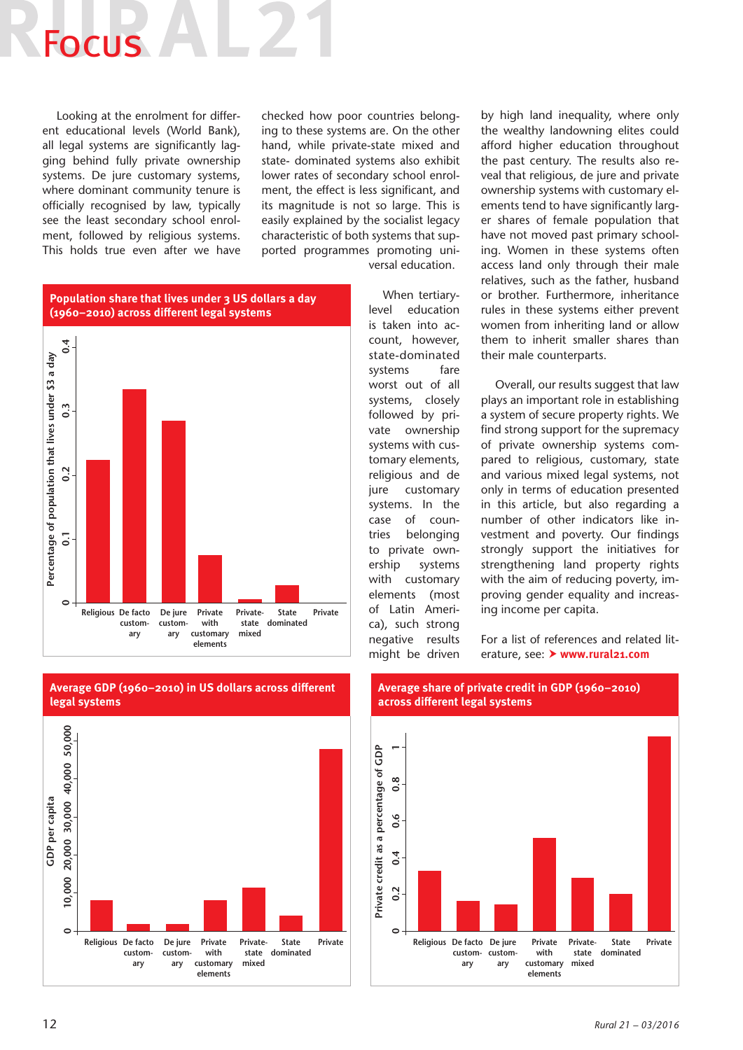Looking at the enrolment for different educational levels (World Bank), all legal systems are significantly lagging behind fully private ownership systems. De jure customary systems, where dominant community tenure is officially recognised by law, typically see the least secondary school enrolment, followed by religious systems. This holds true even after we have checked how poor countries belonging to these systems are. On the other hand, while private-state mixed and state- dominated systems also exhibit lower rates of secondary school enrolment, the effect is less significant, and its magnitude is not so large. This is easily explained by the socialist legacy characteristic of both systems that supported programmes promoting universal education.

When tertiary-level education is taken into account, however, state-dominated systems fare worst out of all systems, closely followed by private ownership systems with customary elements, religious and de jure customary systems. In the case of countries belonging to private ownership systems with customary elements (most of Latin America), such strong negative results might be driven by high land inequality, where only the wealthy landowning elites could afford higher education throughout the past century. The results also reveal that religious, de jure and private ownership systems with customary elements tend to have significantly larger shares of female population that have not moved past primary schooling. Women in these systems often access land only through their male relatives, such as the father, husband or brother. Furthermore, inheritance rules in these systems either prevent women from inheriting land or allow them to inherit smaller shares than their male counterparts.

Overall, our results suggest that law plays an important role in establishing a system of secure property rights. We find strong support for the supremacy of private ownership systems compared to religious, customary, state and various mixed legal systems, not only in terms of education presented in this article, but also regarding a number of other indicators like investment and poverty. Our findings strongly support the initiatives for strengthening land property rights with the aim of reducing poverty, improving gender equality and increasing income per capita.

For a list of references and related literature, see: ➤ **www.rural21.com**

**Population share that lives under 3 US dollars a day (1960–2010) across different legal systems**

Percentage of population that lives under $3 a day

0.4
0.3
0.2
0.1
0

Religious
De facto customary
De jure customary
Private with customary elements
Private-state mixed
State dominated
Private

**Average GDP (1960–2010) in US dollars across different legal systems**

GDP per capita

50,000
40,000
30,000
20,000
10,000
0

Religious
De facto customary
De jure customary
Private with customary elements
Private-state mixed
State dominated
Private

**Average share of private credit in GDP (1960–2010) across different legal systems**

Private credit as a percentage of GDP

1
0.8
0.6
0.4
0.2
0

Religious
De facto customary
De jure customary
Private with customary elements
Private-state mixed
State dominated
Private